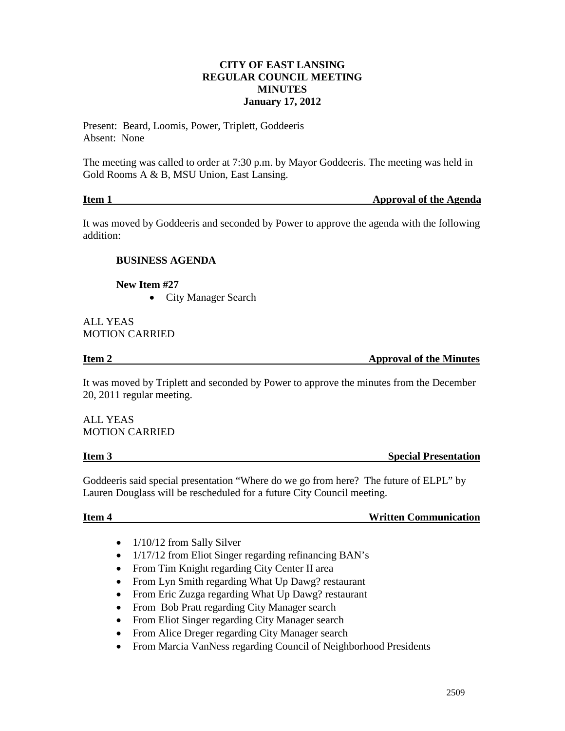# CITY OF EAST LANSING
## REGULAR COUNCIL MEETING
## MINUTES
## January 17, 2012

Present: Beard, Loomis, Power, Triplett, Goddeeris
Absent: None

The meeting was called to order at 7:30 p.m. by Mayor Goddeeris. The meeting was held in Gold Rooms A & B, MSU Union, East Lansing.

**Item 1 — Approval of the Agenda**

It was moved by Goddeeris and seconded by Power to approve the agenda with the following addition:

**BUSINESS AGENDA**

**New Item #27**

- City Manager Search

ALL YEAS
MOTION CARRIED

**Item 2 — Approval of the Minutes**

It was moved by Triplett and seconded by Power to approve the minutes from the December 20, 2011 regular meeting.

ALL YEAS
MOTION CARRIED

**Item 3 — Special Presentation**

Goddeeris said special presentation "Where do we go from here? The future of ELPL" by Lauren Douglass will be rescheduled for a future City Council meeting.

**Item 4 — Written Communication**

- 1/10/12 from Sally Silver
- 1/17/12 from Eliot Singer regarding refinancing BAN's
- From Tim Knight regarding City Center II area
- From Lyn Smith regarding What Up Dawg? restaurant
- From Eric Zuzga regarding What Up Dawg? restaurant
- From Bob Pratt regarding City Manager search
- From Eliot Singer regarding City Manager search
- From Alice Dreger regarding City Manager search
- From Marcia VanNess regarding Council of Neighborhood Presidents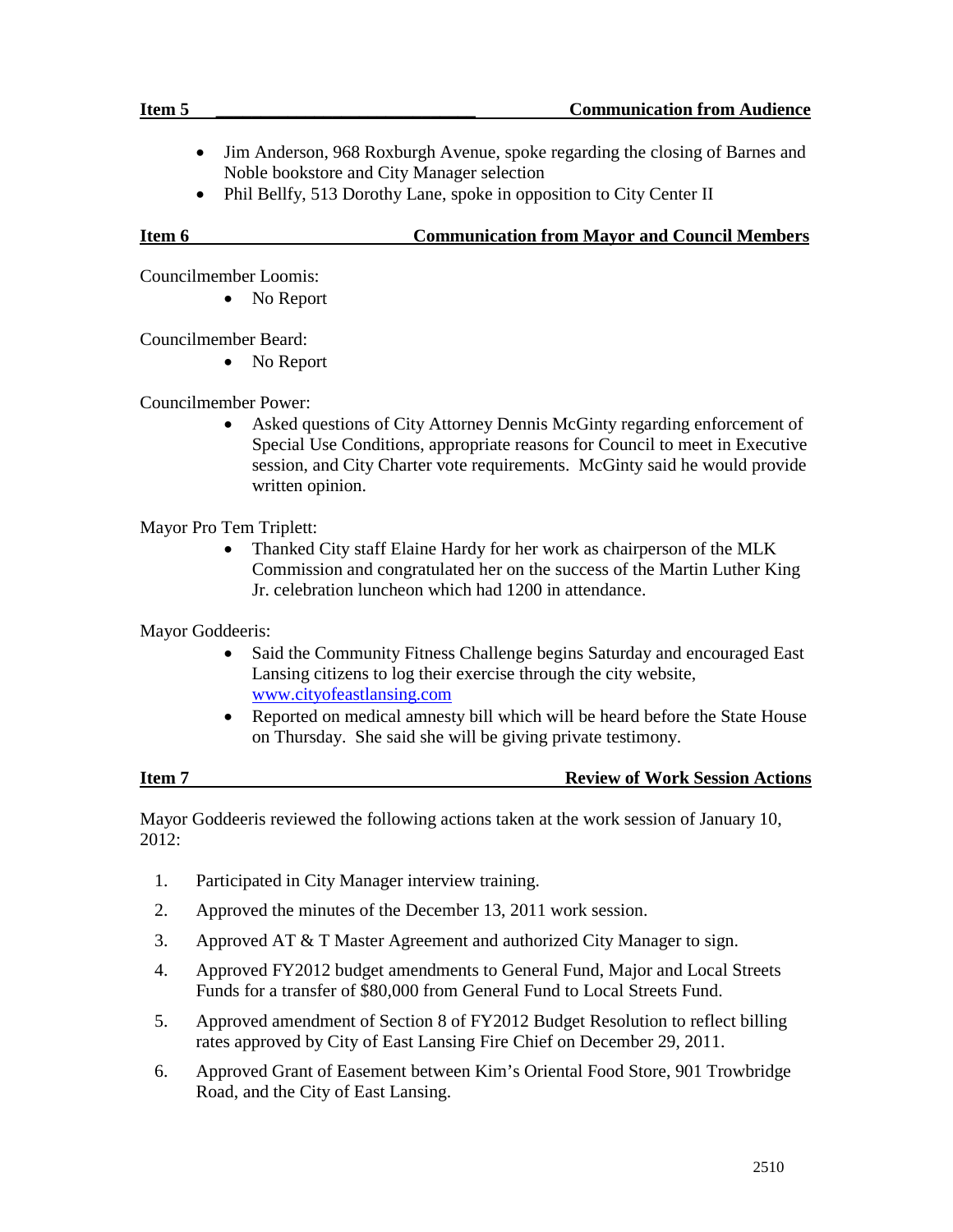**Item 5 Communication from Audience**

- Jim Anderson, 968 Roxburgh Avenue, spoke regarding the closing of Barnes and Noble bookstore and City Manager selection
- Phil Bellfy, 513 Dorothy Lane, spoke in opposition to City Center II

**Item 6 Communication from Mayor and Council Members**

Councilmember Loomis:

- No Report

Councilmember Beard:

- No Report

Councilmember Power:

- Asked questions of City Attorney Dennis McGinty regarding enforcement of Special Use Conditions, appropriate reasons for Council to meet in Executive session, and City Charter vote requirements. McGinty said he would provide written opinion.

Mayor Pro Tem Triplett:

- Thanked City staff Elaine Hardy for her work as chairperson of the MLK Commission and congratulated her on the success of the Martin Luther King Jr. celebration luncheon which had 1200 in attendance.

Mayor Goddeeris:

- Said the Community Fitness Challenge begins Saturday and encouraged East Lansing citizens to log their exercise through the city website, www.cityofeastlansing.com
- Reported on medical amnesty bill which will be heard before the State House on Thursday. She said she will be giving private testimony.

**Item 7 Review of Work Session Actions**

Mayor Goddeeris reviewed the following actions taken at the work session of January 10, 2012:

1. Participated in City Manager interview training.
2. Approved the minutes of the December 13, 2011 work session.
3. Approved AT & T Master Agreement and authorized City Manager to sign.
4. Approved FY2012 budget amendments to General Fund, Major and Local Streets Funds for a transfer of $80,000 from General Fund to Local Streets Fund.
5. Approved amendment of Section 8 of FY2012 Budget Resolution to reflect billing rates approved by City of East Lansing Fire Chief on December 29, 2011.
6. Approved Grant of Easement between Kim's Oriental Food Store, 901 Trowbridge Road, and the City of East Lansing.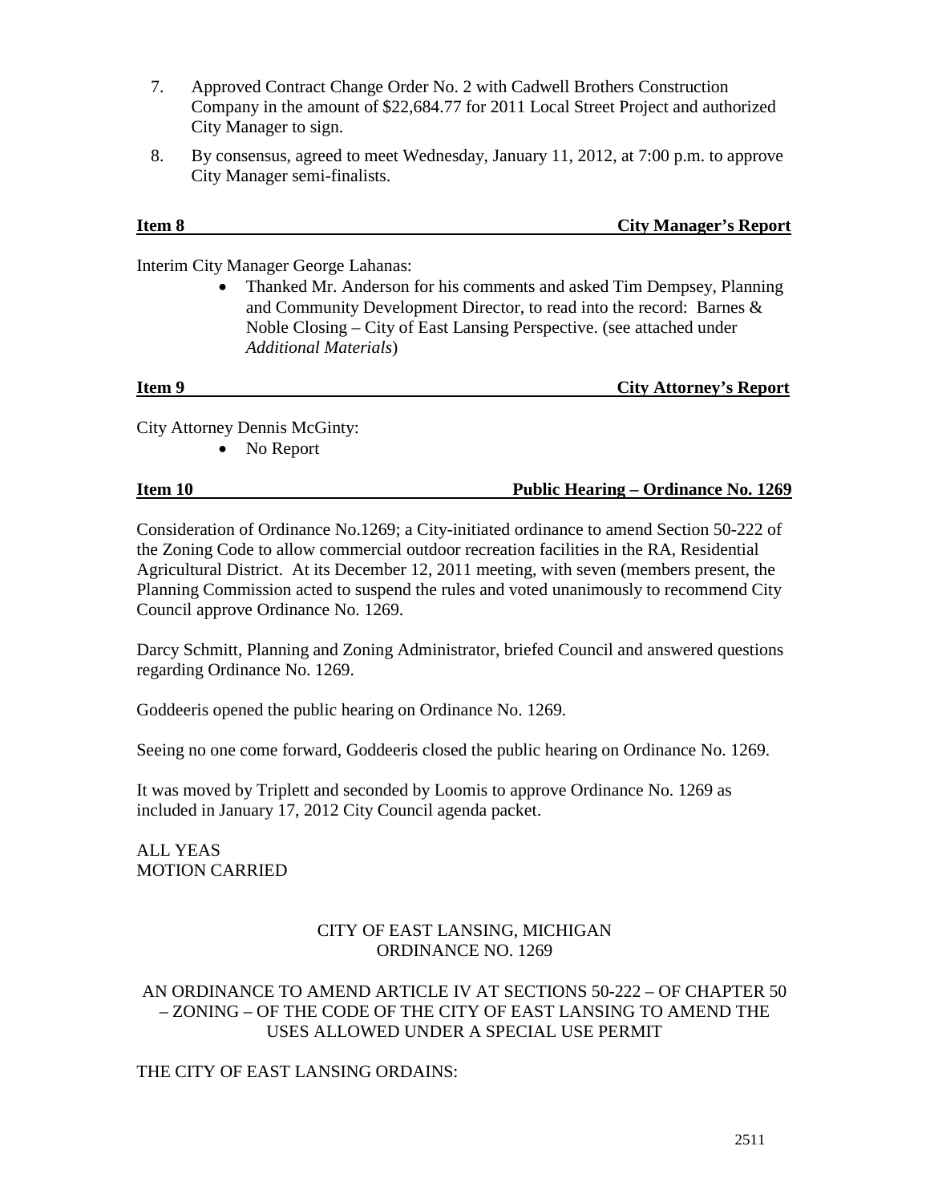7. Approved Contract Change Order No. 2 with Cadwell Brothers Construction Company in the amount of $22,684.77 for 2011 Local Street Project and authorized City Manager to sign.
8. By consensus, agreed to meet Wednesday, January 11, 2012, at 7:00 p.m. to approve City Manager semi-finalists.

**Item 8 City Manager's Report**

Interim City Manager George Lahanas:

- Thanked Mr. Anderson for his comments and asked Tim Dempsey, Planning and Community Development Director, to read into the record: Barnes & Noble Closing – City of East Lansing Perspective. (see attached under *Additional Materials*)

**Item 9 City Attorney's Report**

City Attorney Dennis McGinty:

- No Report

**Item 10 Public Hearing – Ordinance No. 1269**

Consideration of Ordinance No.1269; a City-initiated ordinance to amend Section 50-222 of the Zoning Code to allow commercial outdoor recreation facilities in the RA, Residential Agricultural District. At its December 12, 2011 meeting, with seven (members present, the Planning Commission acted to suspend the rules and voted unanimously to recommend City Council approve Ordinance No. 1269.

Darcy Schmitt, Planning and Zoning Administrator, briefed Council and answered questions regarding Ordinance No. 1269.

Goddeeris opened the public hearing on Ordinance No. 1269.

Seeing no one come forward, Goddeeris closed the public hearing on Ordinance No. 1269.

It was moved by Triplett and seconded by Loomis to approve Ordinance No. 1269 as included in January 17, 2012 City Council agenda packet.

ALL YEAS
MOTION CARRIED

CITY OF EAST LANSING, MICHIGAN
ORDINANCE NO. 1269

AN ORDINANCE TO AMEND ARTICLE IV AT SECTIONS 50-222 – OF CHAPTER 50 – ZONING – OF THE CODE OF THE CITY OF EAST LANSING TO AMEND THE USES ALLOWED UNDER A SPECIAL USE PERMIT

THE CITY OF EAST LANSING ORDAINS: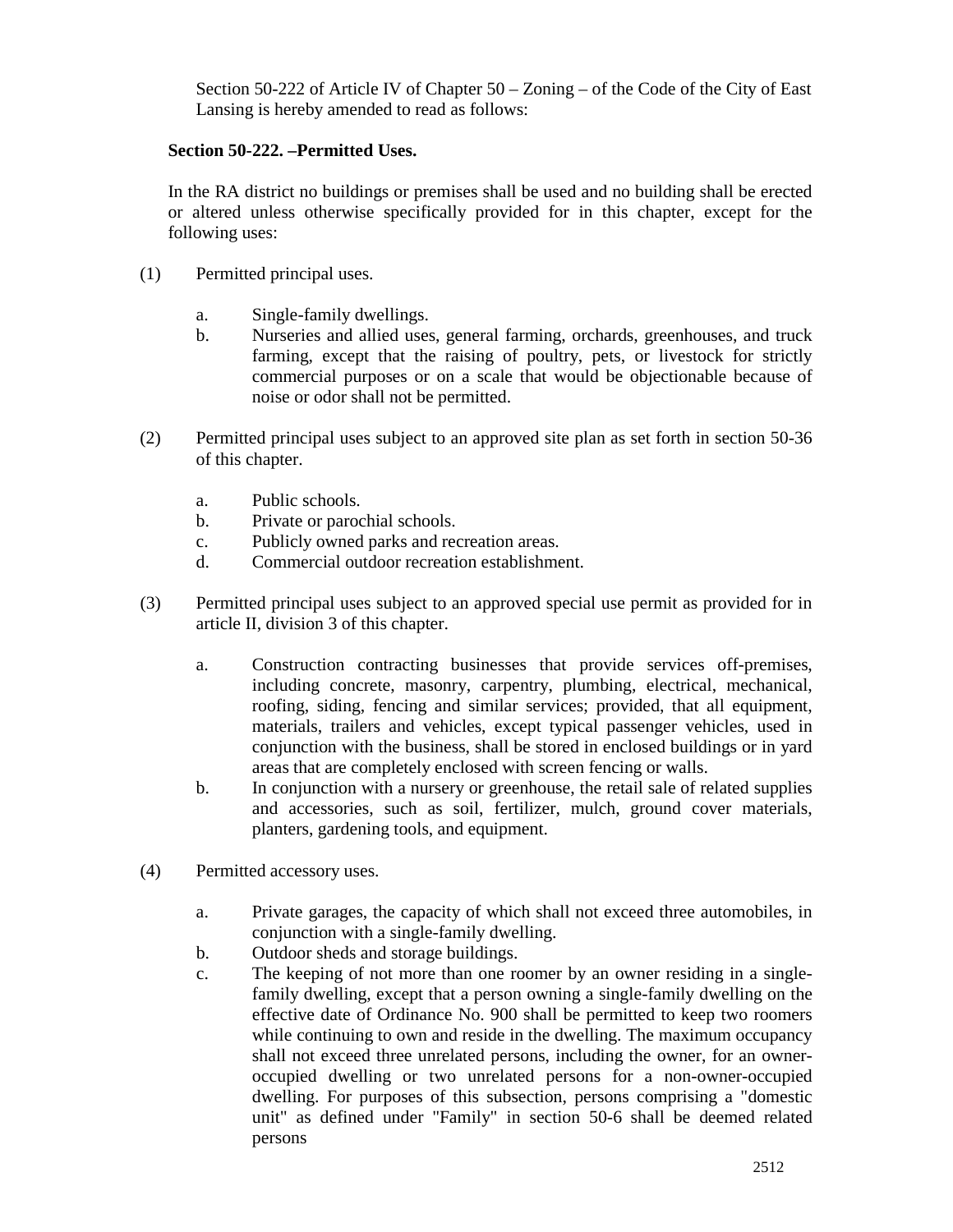Section 50-222 of Article IV of Chapter 50 – Zoning – of the Code of the City of East Lansing is hereby amended to read as follows:

**Section 50-222. –Permitted Uses.**

In the RA district no buildings or premises shall be used and no building shall be erected or altered unless otherwise specifically provided for in this chapter, except for the following uses:

(1) Permitted principal uses.

  a. Single-family dwellings.
  b. Nurseries and allied uses, general farming, orchards, greenhouses, and truck farming, except that the raising of poultry, pets, or livestock for strictly commercial purposes or on a scale that would be objectionable because of noise or odor shall not be permitted.

(2) Permitted principal uses subject to an approved site plan as set forth in section 50-36 of this chapter.

  a. Public schools.
  b. Private or parochial schools.
  c. Publicly owned parks and recreation areas.
  d. Commercial outdoor recreation establishment.

(3) Permitted principal uses subject to an approved special use permit as provided for in article II, division 3 of this chapter.

  a. Construction contracting businesses that provide services off-premises, including concrete, masonry, carpentry, plumbing, electrical, mechanical, roofing, siding, fencing and similar services; provided, that all equipment, materials, trailers and vehicles, except typical passenger vehicles, used in conjunction with the business, shall be stored in enclosed buildings or in yard areas that are completely enclosed with screen fencing or walls.
  b. In conjunction with a nursery or greenhouse, the retail sale of related supplies and accessories, such as soil, fertilizer, mulch, ground cover materials, planters, gardening tools, and equipment.

(4) Permitted accessory uses.

  a. Private garages, the capacity of which shall not exceed three automobiles, in conjunction with a single-family dwelling.
  b. Outdoor sheds and storage buildings.
  c. The keeping of not more than one roomer by an owner residing in a single-family dwelling, except that a person owning a single-family dwelling on the effective date of Ordinance No. 900 shall be permitted to keep two roomers while continuing to own and reside in the dwelling. The maximum occupancy shall not exceed three unrelated persons, including the owner, for an owner-occupied dwelling or two unrelated persons for a non-owner-occupied dwelling. For purposes of this subsection, persons comprising a "domestic unit" as defined under "Family" in section 50-6 shall be deemed related persons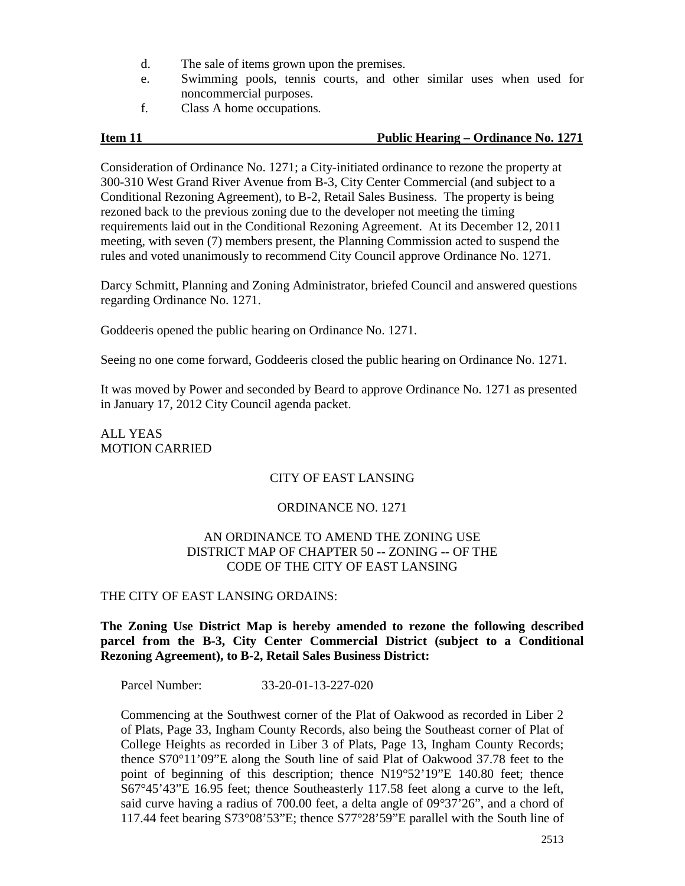d. The sale of items grown upon the premises.

e. Swimming pools, tennis courts, and other similar uses when used for noncommercial purposes.

f. Class A home occupations.

**Item 11** **Public Hearing – Ordinance No. 1271**

Consideration of Ordinance No. 1271; a City-initiated ordinance to rezone the property at 300-310 West Grand River Avenue from B-3, City Center Commercial (and subject to a Conditional Rezoning Agreement), to B-2, Retail Sales Business. The property is being rezoned back to the previous zoning due to the developer not meeting the timing requirements laid out in the Conditional Rezoning Agreement. At its December 12, 2011 meeting, with seven (7) members present, the Planning Commission acted to suspend the rules and voted unanimously to recommend City Council approve Ordinance No. 1271.

Darcy Schmitt, Planning and Zoning Administrator, briefed Council and answered questions regarding Ordinance No. 1271.

Goddeeris opened the public hearing on Ordinance No. 1271.

Seeing no one come forward, Goddeeris closed the public hearing on Ordinance No. 1271.

It was moved by Power and seconded by Beard to approve Ordinance No. 1271 as presented in January 17, 2012 City Council agenda packet.

ALL YEAS
MOTION CARRIED

CITY OF EAST LANSING

ORDINANCE NO. 1271

AN ORDINANCE TO AMEND THE ZONING USE DISTRICT MAP OF CHAPTER 50 -- ZONING -- OF THE CODE OF THE CITY OF EAST LANSING

THE CITY OF EAST LANSING ORDAINS:

**The Zoning Use District Map is hereby amended to rezone the following described parcel from the B-3, City Center Commercial District (subject to a Conditional Rezoning Agreement), to B-2, Retail Sales Business District:**

Parcel Number: 33-20-01-13-227-020

Commencing at the Southwest corner of the Plat of Oakwood as recorded in Liber 2 of Plats, Page 33, Ingham County Records, also being the Southeast corner of Plat of College Heights as recorded in Liber 3 of Plats, Page 13, Ingham County Records; thence S70°11'09"E along the South line of said Plat of Oakwood 37.78 feet to the point of beginning of this description; thence N19°52'19"E 140.80 feet; thence S67°45'43"E 16.95 feet; thence Southeasterly 117.58 feet along a curve to the left, said curve having a radius of 700.00 feet, a delta angle of 09°37'26", and a chord of 117.44 feet bearing S73°08'53"E; thence S77°28'59"E parallel with the South line of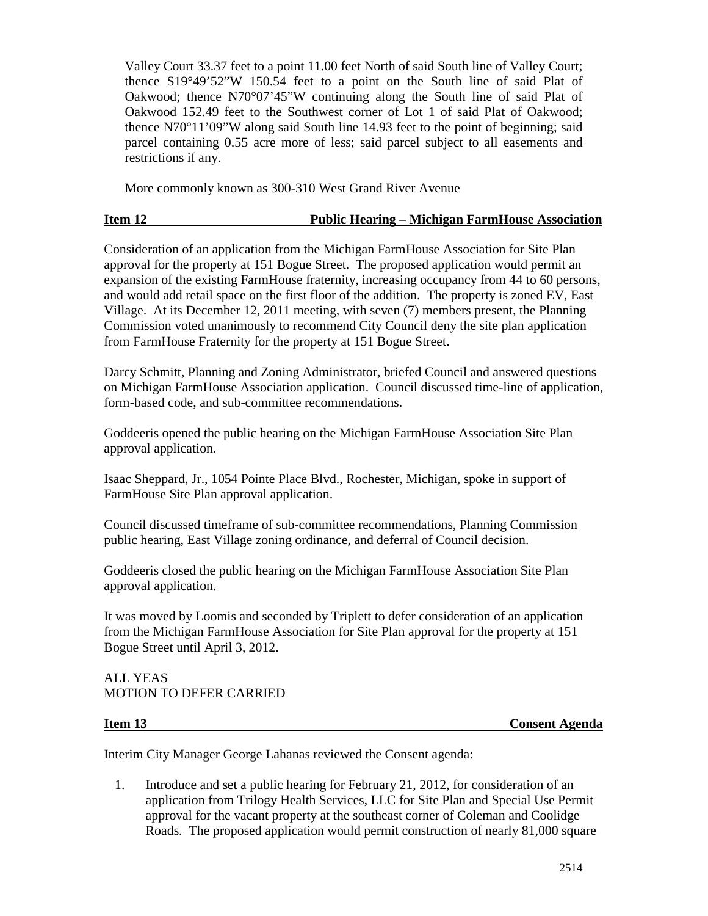Valley Court 33.37 feet to a point 11.00 feet North of said South line of Valley Court; thence S19°49'52"W 150.54 feet to a point on the South line of said Plat of Oakwood; thence N70°07'45"W continuing along the South line of said Plat of Oakwood 152.49 feet to the Southwest corner of Lot 1 of said Plat of Oakwood; thence N70°11'09"W along said South line 14.93 feet to the point of beginning; said parcel containing 0.55 acre more of less; said parcel subject to all easements and restrictions if any.

More commonly known as 300-310 West Grand River Avenue

**Item 12 Public Hearing – Michigan FarmHouse Association**

Consideration of an application from the Michigan FarmHouse Association for Site Plan approval for the property at 151 Bogue Street. The proposed application would permit an expansion of the existing FarmHouse fraternity, increasing occupancy from 44 to 60 persons, and would add retail space on the first floor of the addition. The property is zoned EV, East Village. At its December 12, 2011 meeting, with seven (7) members present, the Planning Commission voted unanimously to recommend City Council deny the site plan application from FarmHouse Fraternity for the property at 151 Bogue Street.

Darcy Schmitt, Planning and Zoning Administrator, briefed Council and answered questions on Michigan FarmHouse Association application. Council discussed time-line of application, form-based code, and sub-committee recommendations.

Goddeeris opened the public hearing on the Michigan FarmHouse Association Site Plan approval application.

Isaac Sheppard, Jr., 1054 Pointe Place Blvd., Rochester, Michigan, spoke in support of FarmHouse Site Plan approval application.

Council discussed timeframe of sub-committee recommendations, Planning Commission public hearing, East Village zoning ordinance, and deferral of Council decision.

Goddeeris closed the public hearing on the Michigan FarmHouse Association Site Plan approval application.

It was moved by Loomis and seconded by Triplett to defer consideration of an application from the Michigan FarmHouse Association for Site Plan approval for the property at 151 Bogue Street until April 3, 2012.

ALL YEAS
MOTION TO DEFER CARRIED

**Item 13 Consent Agenda**

Interim City Manager George Lahanas reviewed the Consent agenda:

1. Introduce and set a public hearing for February 21, 2012, for consideration of an application from Trilogy Health Services, LLC for Site Plan and Special Use Permit approval for the vacant property at the southeast corner of Coleman and Coolidge Roads. The proposed application would permit construction of nearly 81,000 square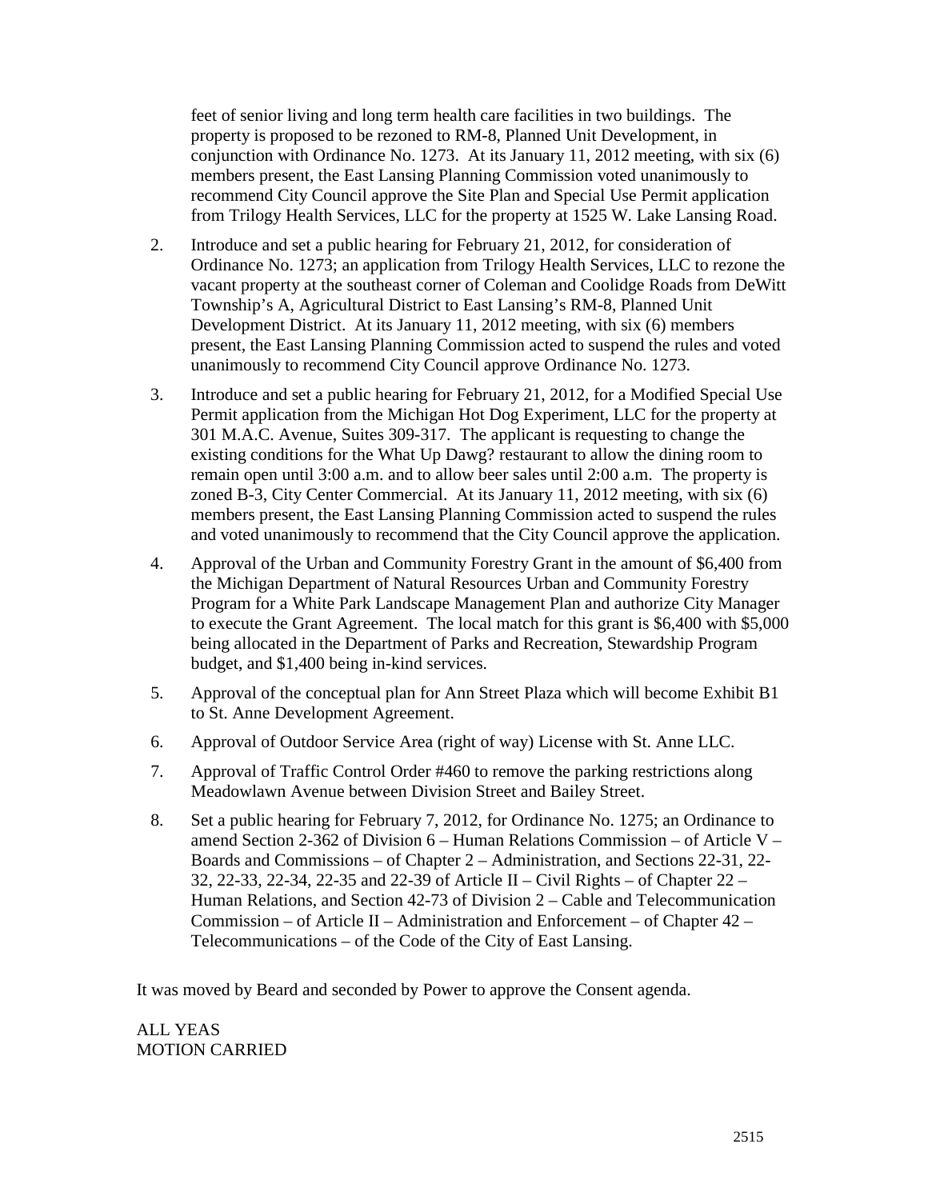feet of senior living and long term health care facilities in two buildings. The property is proposed to be rezoned to RM-8, Planned Unit Development, in conjunction with Ordinance No. 1273. At its January 11, 2012 meeting, with six (6) members present, the East Lansing Planning Commission voted unanimously to recommend City Council approve the Site Plan and Special Use Permit application from Trilogy Health Services, LLC for the property at 1525 W. Lake Lansing Road.

2. Introduce and set a public hearing for February 21, 2012, for consideration of Ordinance No. 1273; an application from Trilogy Health Services, LLC to rezone the vacant property at the southeast corner of Coleman and Coolidge Roads from DeWitt Township's A, Agricultural District to East Lansing's RM-8, Planned Unit Development District. At its January 11, 2012 meeting, with six (6) members present, the East Lansing Planning Commission acted to suspend the rules and voted unanimously to recommend City Council approve Ordinance No. 1273.

3. Introduce and set a public hearing for February 21, 2012, for a Modified Special Use Permit application from the Michigan Hot Dog Experiment, LLC for the property at 301 M.A.C. Avenue, Suites 309-317. The applicant is requesting to change the existing conditions for the What Up Dawg? restaurant to allow the dining room to remain open until 3:00 a.m. and to allow beer sales until 2:00 a.m. The property is zoned B-3, City Center Commercial. At its January 11, 2012 meeting, with six (6) members present, the East Lansing Planning Commission acted to suspend the rules and voted unanimously to recommend that the City Council approve the application.

4. Approval of the Urban and Community Forestry Grant in the amount of $6,400 from the Michigan Department of Natural Resources Urban and Community Forestry Program for a White Park Landscape Management Plan and authorize City Manager to execute the Grant Agreement. The local match for this grant is $6,400 with $5,000 being allocated in the Department of Parks and Recreation, Stewardship Program budget, and $1,400 being in-kind services.

5. Approval of the conceptual plan for Ann Street Plaza which will become Exhibit B1 to St. Anne Development Agreement.

6. Approval of Outdoor Service Area (right of way) License with St. Anne LLC.

7. Approval of Traffic Control Order #460 to remove the parking restrictions along Meadowlawn Avenue between Division Street and Bailey Street.

8. Set a public hearing for February 7, 2012, for Ordinance No. 1275; an Ordinance to amend Section 2-362 of Division 6 – Human Relations Commission – of Article V – Boards and Commissions – of Chapter 2 – Administration, and Sections 22-31, 22-32, 22-33, 22-34, 22-35 and 22-39 of Article II – Civil Rights – of Chapter 22 – Human Relations, and Section 42-73 of Division 2 – Cable and Telecommunication Commission – of Article II – Administration and Enforcement – of Chapter 42 – Telecommunications – of the Code of the City of East Lansing.

It was moved by Beard and seconded by Power to approve the Consent agenda.

ALL YEAS
MOTION CARRIED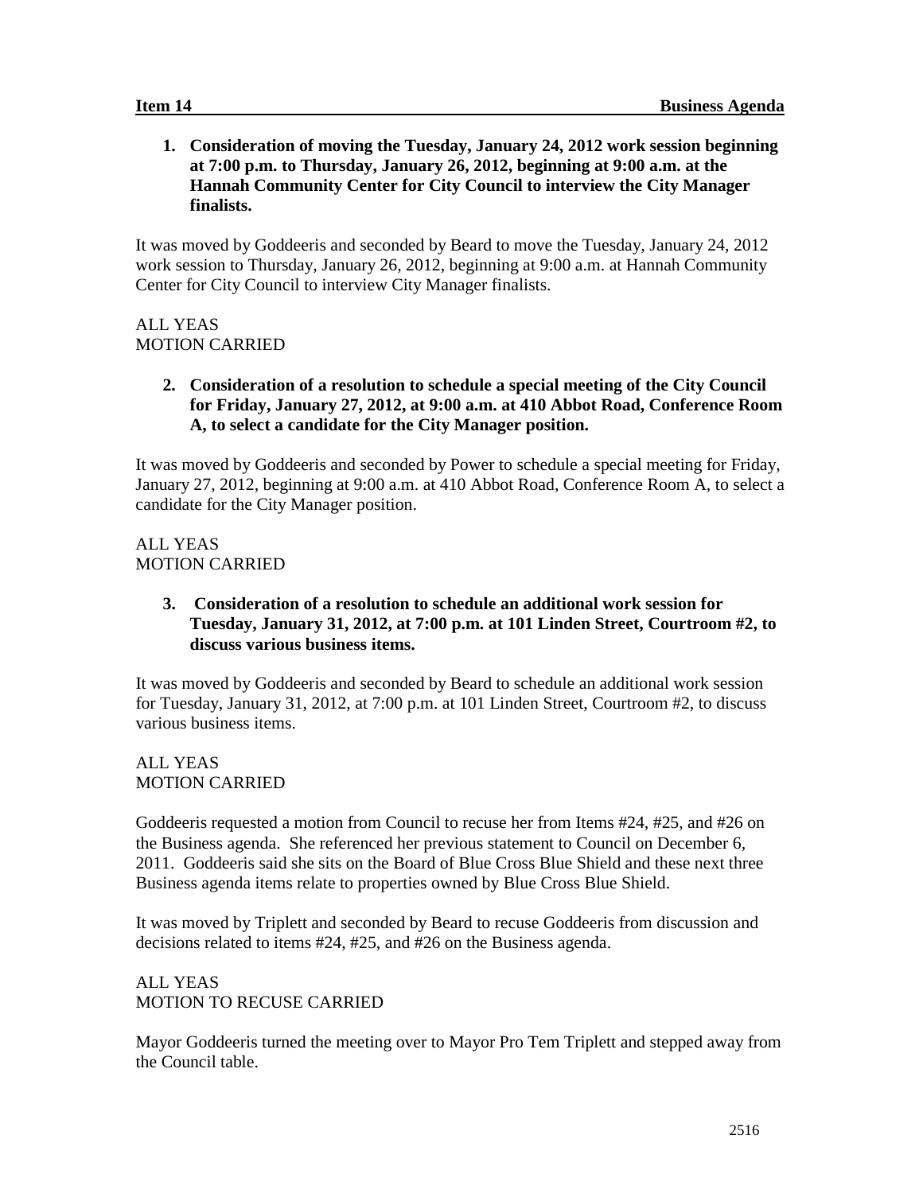**Item 14** **Business Agenda**

1. **Consideration of moving the Tuesday, January 24, 2012 work session beginning at 7:00 p.m. to Thursday, January 26, 2012, beginning at 9:00 a.m. at the Hannah Community Center for City Council to interview the City Manager finalists.**

It was moved by Goddeeris and seconded by Beard to move the Tuesday, January 24, 2012 work session to Thursday, January 26, 2012, beginning at 9:00 a.m. at Hannah Community Center for City Council to interview City Manager finalists.

ALL YEAS
MOTION CARRIED

2. **Consideration of a resolution to schedule a special meeting of the City Council for Friday, January 27, 2012, at 9:00 a.m. at 410 Abbot Road, Conference Room A, to select a candidate for the City Manager position.**

It was moved by Goddeeris and seconded by Power to schedule a special meeting for Friday, January 27, 2012, beginning at 9:00 a.m. at 410 Abbot Road, Conference Room A, to select a candidate for the City Manager position.

ALL YEAS
MOTION CARRIED

3. **Consideration of a resolution to schedule an additional work session for Tuesday, January 31, 2012, at 7:00 p.m. at 101 Linden Street, Courtroom #2, to discuss various business items.**

It was moved by Goddeeris and seconded by Beard to schedule an additional work session for Tuesday, January 31, 2012, at 7:00 p.m. at 101 Linden Street, Courtroom #2, to discuss various business items.

ALL YEAS
MOTION CARRIED

Goddeeris requested a motion from Council to recuse her from Items #24, #25, and #26 on the Business agenda. She referenced her previous statement to Council on December 6, 2011. Goddeeris said she sits on the Board of Blue Cross Blue Shield and these next three Business agenda items relate to properties owned by Blue Cross Blue Shield.

It was moved by Triplett and seconded by Beard to recuse Goddeeris from discussion and decisions related to items #24, #25, and #26 on the Business agenda.

ALL YEAS
MOTION TO RECUSE CARRIED

Mayor Goddeeris turned the meeting over to Mayor Pro Tem Triplett and stepped away from the Council table.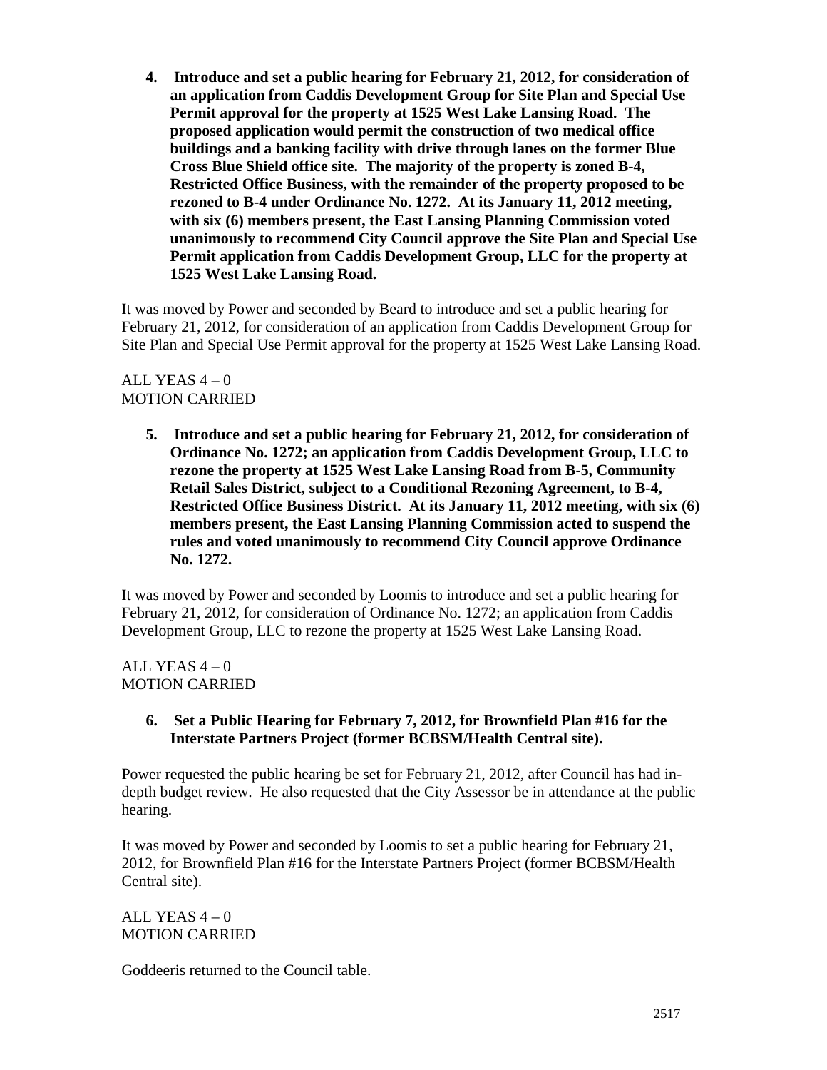**4. Introduce and set a public hearing for February 21, 2012, for consideration of an application from Caddis Development Group for Site Plan and Special Use Permit approval for the property at 1525 West Lake Lansing Road. The proposed application would permit the construction of two medical office buildings and a banking facility with drive through lanes on the former Blue Cross Blue Shield office site. The majority of the property is zoned B-4, Restricted Office Business, with the remainder of the property proposed to be rezoned to B-4 under Ordinance No. 1272. At its January 11, 2012 meeting, with six (6) members present, the East Lansing Planning Commission voted unanimously to recommend City Council approve the Site Plan and Special Use Permit application from Caddis Development Group, LLC for the property at 1525 West Lake Lansing Road.**

It was moved by Power and seconded by Beard to introduce and set a public hearing for February 21, 2012, for consideration of an application from Caddis Development Group for Site Plan and Special Use Permit approval for the property at 1525 West Lake Lansing Road.

ALL YEAS 4 – 0
MOTION CARRIED

**5. Introduce and set a public hearing for February 21, 2012, for consideration of Ordinance No. 1272; an application from Caddis Development Group, LLC to rezone the property at 1525 West Lake Lansing Road from B-5, Community Retail Sales District, subject to a Conditional Rezoning Agreement, to B-4, Restricted Office Business District. At its January 11, 2012 meeting, with six (6) members present, the East Lansing Planning Commission acted to suspend the rules and voted unanimously to recommend City Council approve Ordinance No. 1272.**

It was moved by Power and seconded by Loomis to introduce and set a public hearing for February 21, 2012, for consideration of Ordinance No. 1272; an application from Caddis Development Group, LLC to rezone the property at 1525 West Lake Lansing Road.

ALL YEAS 4 – 0
MOTION CARRIED

**6. Set a Public Hearing for February 7, 2012, for Brownfield Plan #16 for the Interstate Partners Project (former BCBSM/Health Central site).**

Power requested the public hearing be set for February 21, 2012, after Council has had in-depth budget review. He also requested that the City Assessor be in attendance at the public hearing.

It was moved by Power and seconded by Loomis to set a public hearing for February 21, 2012, for Brownfield Plan #16 for the Interstate Partners Project (former BCBSM/Health Central site).

ALL YEAS 4 – 0
MOTION CARRIED

Goddeeris returned to the Council table.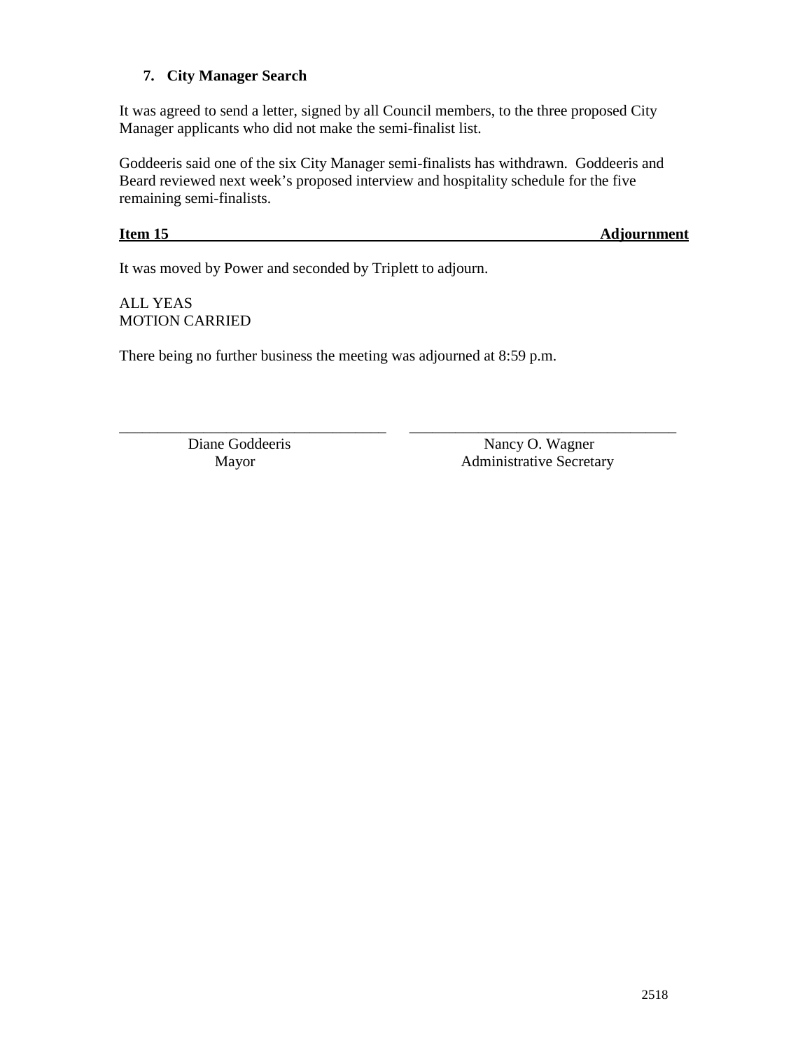**7. City Manager Search**

It was agreed to send a letter, signed by all Council members, to the three proposed City Manager applicants who did not make the semi-finalist list.

Goddeeris said one of the six City Manager semi-finalists has withdrawn. Goddeeris and Beard reviewed next week's proposed interview and hospitality schedule for the five remaining semi-finalists.

**Item 15 Adjournment**

It was moved by Power and seconded by Triplett to adjourn.

ALL YEAS
MOTION CARRIED

There being no further business the meeting was adjourned at 8:59 p.m.

| | |
|---|---|
| ___________________________ | ___________________________ |
| Diane Goddeeris | Nancy O. Wagner |
| Mayor | Administrative Secretary |